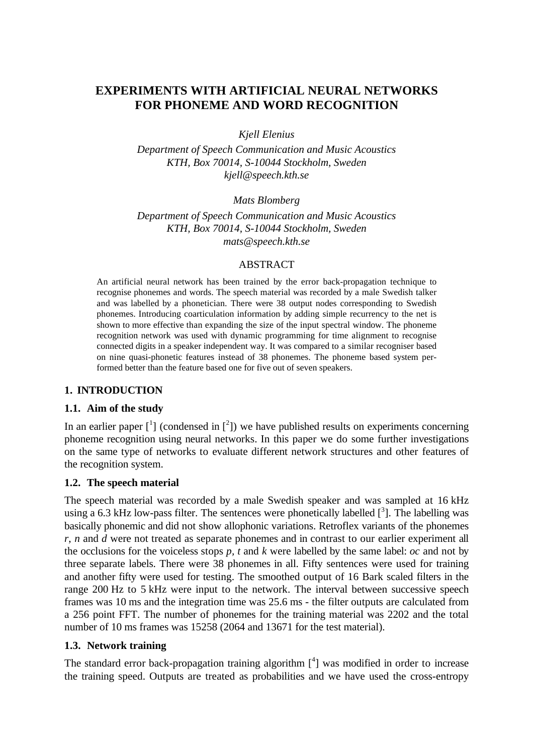# EXPERIMENTS WITH ARTIFICIAL NEURAL NETWORKS FOR PHONEME AND WORD RECOGNITION

*Kjell Elenius*

*Department of Speech Communication and Music Acoustics*
*KTH, Box 70014, S-10044 Stockholm, Sweden*
*kjell@speech.kth.se*

*Mats Blomberg*

*Department of Speech Communication and Music Acoustics*
*KTH, Box 70014, S-10044 Stockholm, Sweden*
*mats@speech.kth.se*

## ABSTRACT

An artificial neural network has been trained by the error back-propagation technique to recognise phonemes and words. The speech material was recorded by a male Swedish talker and was labelled by a phonetician. There were 38 output nodes corresponding to Swedish phonemes. Introducing coarticulation information by adding simple recurrency to the net is shown to more effective than expanding the size of the input spectral window. The phoneme recognition network was used with dynamic programming for time alignment to recognise connected digits in a speaker independent way. It was compared to a similar recogniser based on nine quasi-phonetic features instead of 38 phonemes. The phoneme based system performed better than the feature based one for five out of seven speakers.

## 1. INTRODUCTION

### 1.1. Aim of the study

In an earlier paper [1] (condensed in [2]) we have published results on experiments concerning phoneme recognition using neural networks. In this paper we do some further investigations on the same type of networks to evaluate different network structures and other features of the recognition system.

### 1.2. The speech material

The speech material was recorded by a male Swedish speaker and was sampled at 16 kHz using a 6.3 kHz low-pass filter. The sentences were phonetically labelled [3]. The labelling was basically phonemic and did not show allophonic variations. Retroflex variants of the phonemes *r*, *n* and *d* were not treated as separate phonemes and in contrast to our earlier experiment all the occlusions for the voiceless stops *p*, *t* and *k* were labelled by the same label: *oc* and not by three separate labels. There were 38 phonemes in all. Fifty sentences were used for training and another fifty were used for testing. The smoothed output of 16 Bark scaled filters in the range 200 Hz to 5 kHz were input to the network. The interval between successive speech frames was 10 ms and the integration time was 25.6 ms - the filter outputs are calculated from a 256 point FFT. The number of phonemes for the training material was 2202 and the total number of 10 ms frames was 15258 (2064 and 13671 for the test material).

### 1.3. Network training

The standard error back-propagation training algorithm [4] was modified in order to increase the training speed. Outputs are treated as probabilities and we have used the cross-entropy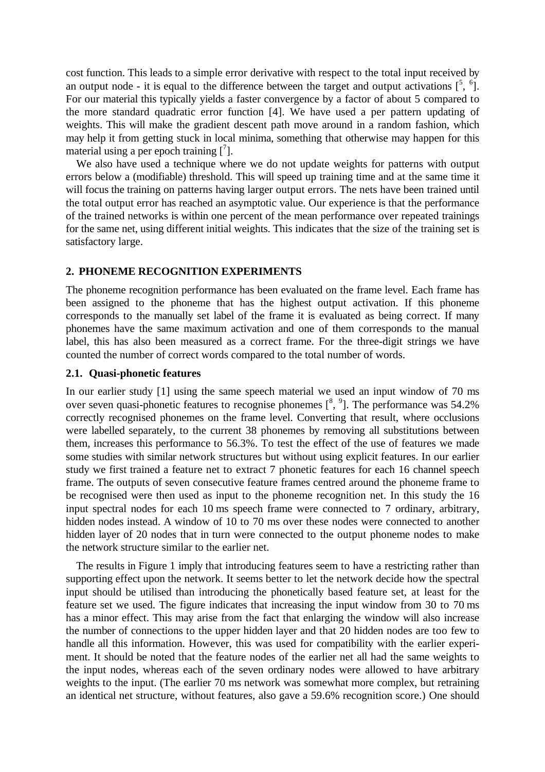cost function. This leads to a simple error derivative with respect to the total input received by an output node - it is equal to the difference between the target and output activations [5, 6]. For our material this typically yields a faster convergence by a factor of about 5 compared to the more standard quadratic error function [4]. We have used a per pattern updating of weights. This will make the gradient descent path move around in a random fashion, which may help it from getting stuck in local minima, something that otherwise may happen for this material using a per epoch training [7].

We also have used a technique where we do not update weights for patterns with output errors below a (modifiable) threshold. This will speed up training time and at the same time it will focus the training on patterns having larger output errors. The nets have been trained until the total output error has reached an asymptotic value. Our experience is that the performance of the trained networks is within one percent of the mean performance over repeated trainings for the same net, using different initial weights. This indicates that the size of the training set is satisfactory large.

## 2. PHONEME RECOGNITION EXPERIMENTS

The phoneme recognition performance has been evaluated on the frame level. Each frame has been assigned to the phoneme that has the highest output activation. If this phoneme corresponds to the manually set label of the frame it is evaluated as being correct. If many phonemes have the same maximum activation and one of them corresponds to the manual label, this has also been measured as a correct frame. For the three-digit strings we have counted the number of correct words compared to the total number of words.

### 2.1. Quasi-phonetic features

In our earlier study [1] using the same speech material we used an input window of 70 ms over seven quasi-phonetic features to recognise phonemes [8, 9]. The performance was 54.2% correctly recognised phonemes on the frame level. Converting that result, where occlusions were labelled separately, to the current 38 phonemes by removing all substitutions between them, increases this performance to 56.3%. To test the effect of the use of features we made some studies with similar network structures but without using explicit features. In our earlier study we first trained a feature net to extract 7 phonetic features for each 16 channel speech frame. The outputs of seven consecutive feature frames centred around the phoneme frame to be recognised were then used as input to the phoneme recognition net. In this study the 16 input spectral nodes for each 10 ms speech frame were connected to 7 ordinary, arbitrary, hidden nodes instead. A window of 10 to 70 ms over these nodes were connected to another hidden layer of 20 nodes that in turn were connected to the output phoneme nodes to make the network structure similar to the earlier net.

The results in Figure 1 imply that introducing features seem to have a restricting rather than supporting effect upon the network. It seems better to let the network decide how the spectral input should be utilised than introducing the phonetically based feature set, at least for the feature set we used. The figure indicates that increasing the input window from 30 to 70 ms has a minor effect. This may arise from the fact that enlarging the window will also increase the number of connections to the upper hidden layer and that 20 hidden nodes are too few to handle all this information. However, this was used for compatibility with the earlier experiment. It should be noted that the feature nodes of the earlier net all had the same weights to the input nodes, whereas each of the seven ordinary nodes were allowed to have arbitrary weights to the input. (The earlier 70 ms network was somewhat more complex, but retraining an identical net structure, without features, also gave a 59.6% recognition score.) One should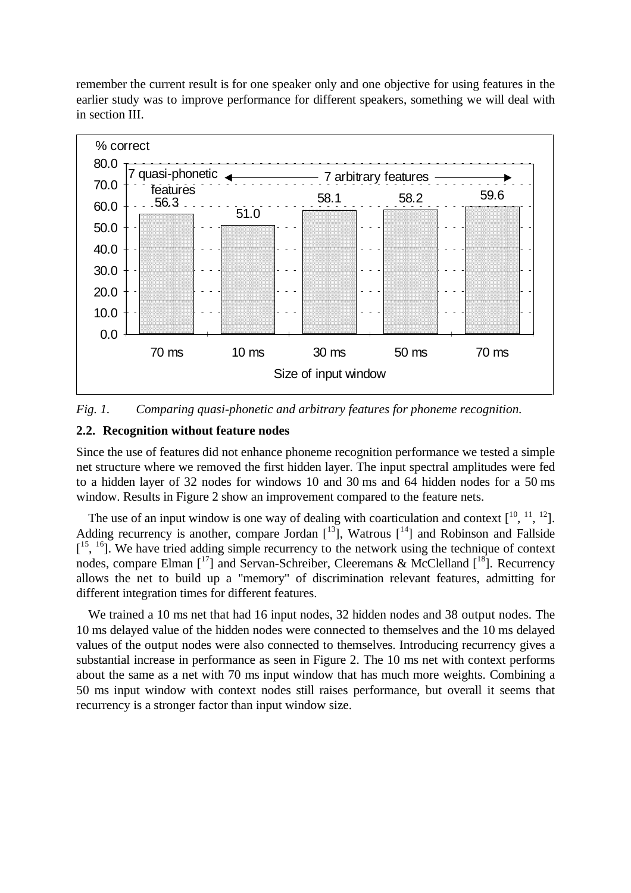remember the current result is for one speaker only and one objective for using features in the earlier study was to improve performance for different speakers, something we will deal with in section III.

| Size of input window | 70 ms | 10 ms | 30 ms | 50 ms | 70 ms |
|---|---|---|---|---|---|
| Features | 7 quasi-phonetic features | 7 arbitrary features | | | |
| % correct | 56.3 | 51.0 | 58.1 | 58.2 | 59.6 |

*Fig. 1. Comparing quasi-phonetic and arbitrary features for phoneme recognition.*

### 2.2. Recognition without feature nodes

Since the use of features did not enhance phoneme recognition performance we tested a simple net structure where we removed the first hidden layer. The input spectral amplitudes were fed to a hidden layer of 32 nodes for windows 10 and 30 ms and 64 hidden nodes for a 50 ms window. Results in Figure 2 show an improvement compared to the feature nets.

The use of an input window is one way of dealing with coarticulation and context [10, 11, 12]. Adding recurrency is another, compare Jordan [13], Watrous [14] and Robinson and Fallside [15, 16]. We have tried adding simple recurrency to the network using the technique of context nodes, compare Elman [17] and Servan-Schreiber, Cleeremans & McClelland [18]. Recurrency allows the net to build up a "memory" of discrimination relevant features, admitting for different integration times for different features.

We trained a 10 ms net that had 16 input nodes, 32 hidden nodes and 38 output nodes. The 10 ms delayed value of the hidden nodes were connected to themselves and the 10 ms delayed values of the output nodes were also connected to themselves. Introducing recurrency gives a substantial increase in performance as seen in Figure 2. The 10 ms net with context performs about the same as a net with 70 ms input window that has much more weights. Combining a 50 ms input window with context nodes still raises performance, but overall it seems that recurrency is a stronger factor than input window size.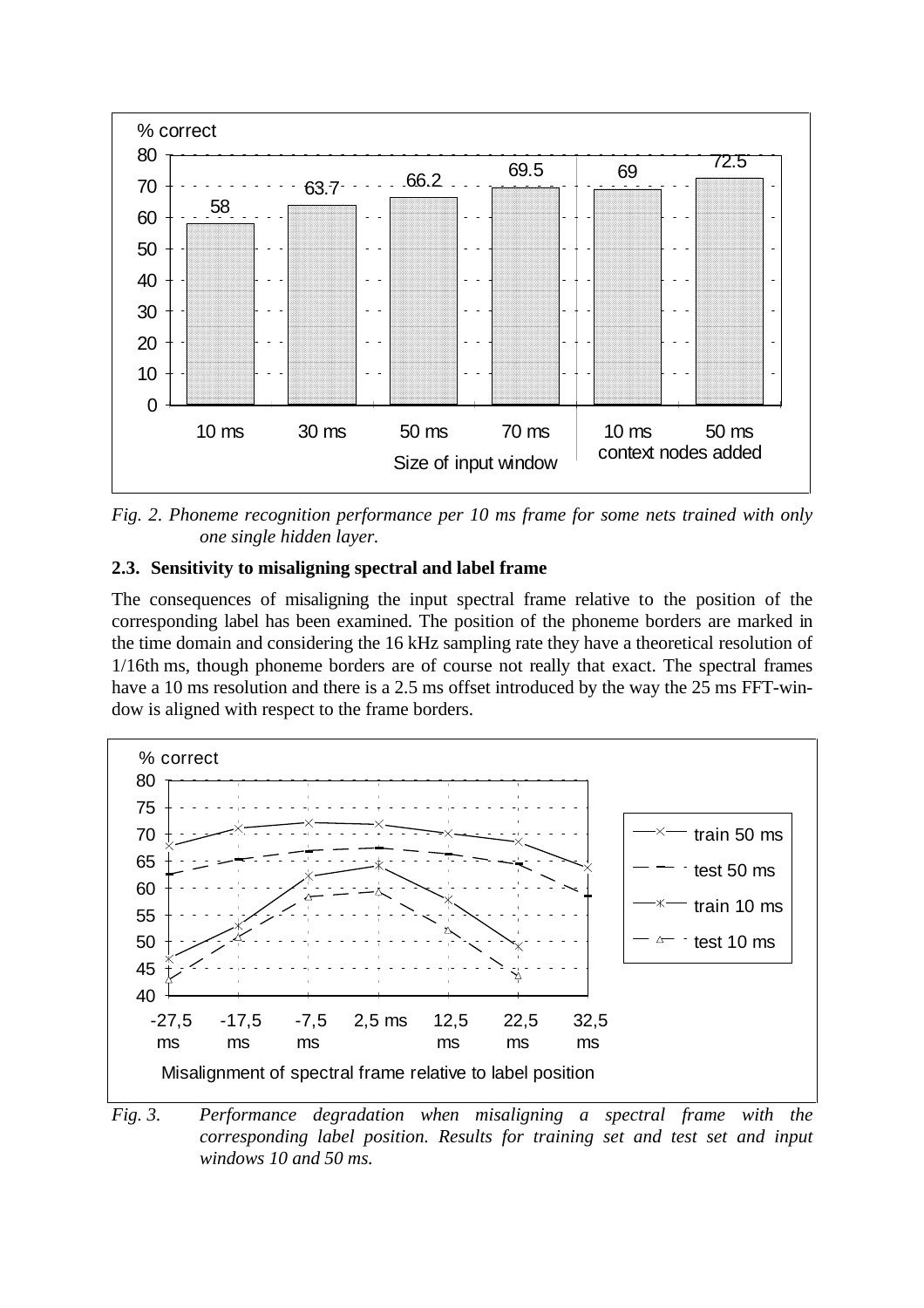*Fig. 2. Phoneme recognition performance per 10 ms frame for some nets trained with only one single hidden layer.*

### 2.3. Sensitivity to misaligning spectral and label frame

The consequences of misaligning the input spectral frame relative to the position of the corresponding label has been examined. The position of the phoneme borders are marked in the time domain and considering the 16 kHz sampling rate they have a theoretical resolution of 1/16th ms, though phoneme borders are of course not really that exact. The spectral frames have a 10 ms resolution and there is a 2.5 ms offset introduced by the way the 25 ms FFT-window is aligned with respect to the frame borders.

*Fig. 3. Performance degradation when misaligning a spectral frame with the corresponding label position. Results for training set and test set and input windows 10 and 50 ms.*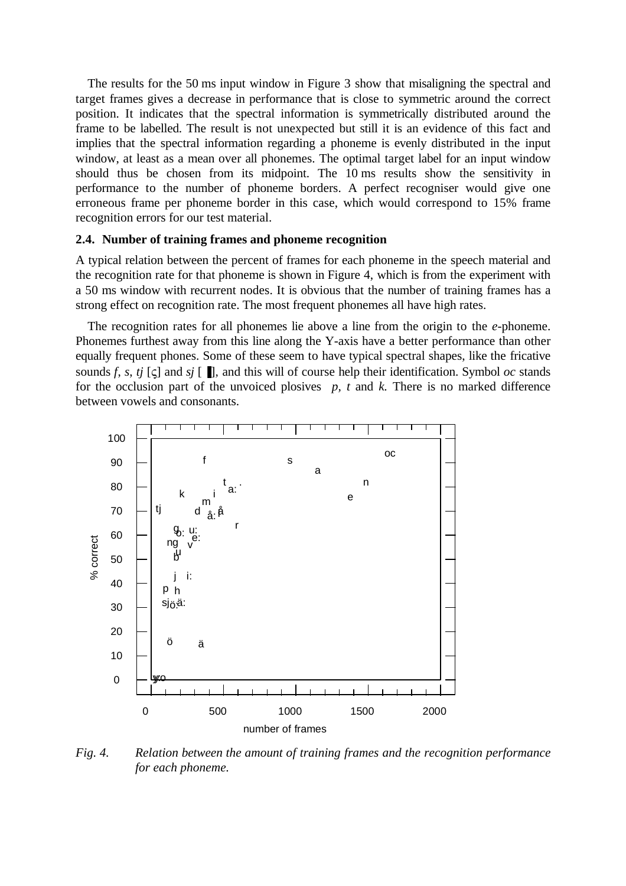The results for the 50 ms input window in Figure 3 show that misaligning the spectral and target frames gives a decrease in performance that is close to symmetric around the correct position. It indicates that the spectral information is symmetrically distributed around the frame to be labelled. The result is not unexpected but still it is an evidence of this fact and implies that the spectral information regarding a phoneme is evenly distributed in the input window, at least as a mean over all phonemes. The optimal target label for an input window should thus be chosen from its midpoint. The 10 ms results show the sensitivity in performance to the number of phoneme borders. A perfect recogniser would give one erroneous frame per phoneme border in this case, which would correspond to 15% frame recognition errors for our test material.

### 2.4. Number of training frames and phoneme recognition

A typical relation between the percent of frames for each phoneme in the speech material and the recognition rate for that phoneme is shown in Figure 4, which is from the experiment with a 50 ms window with recurrent nodes. It is obvious that the number of training frames has a strong effect on recognition rate. The most frequent phonemes all have high rates.

The recognition rates for all phonemes lie above a line from the origin to the *e*-phoneme. Phonemes furthest away from this line along the Y-axis have a better performance than other equally frequent phones. Some of these seem to have typical spectral shapes, like the fricative sounds *f*, *s*, *tj* [ç] and *sj* [ɧ], and this will of course help their identification. Symbol *oc* stands for the occlusion part of the unvoiced plosives *p*, *t* and *k*. There is no marked difference between vowels and consonants.

*Fig. 4. Relation between the amount of training frames and the recognition performance for each phoneme.*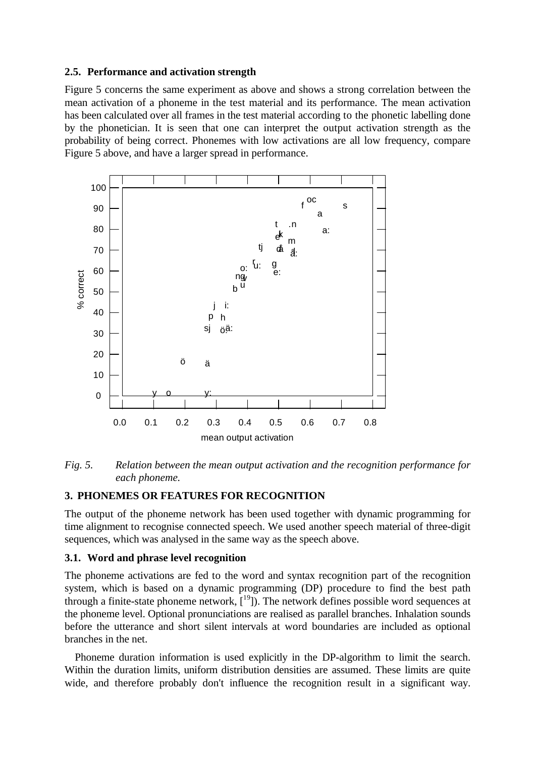### 2.5. Performance and activation strength

Figure 5 concerns the same experiment as above and shows a strong correlation between the mean activation of a phoneme in the test material and its performance. The mean activation has been calculated over all frames in the test material according to the phonetic labelling done by the phonetician. It is seen that one can interpret the output activation strength as the probability of being correct. Phonemes with low activations are all low frequency, compare Figure 5 above, and have a larger spread in performance.

*Fig. 5. Relation between the mean output activation and the recognition performance for each phoneme.*

## 3. PHONEMES OR FEATURES FOR RECOGNITION

The output of the phoneme network has been used together with dynamic programming for time alignment to recognise connected speech. We used another speech material of three-digit sequences, which was analysed in the same way as the speech above.

### 3.1. Word and phrase level recognition

The phoneme activations are fed to the word and syntax recognition part of the recognition system, which is based on a dynamic programming (DP) procedure to find the best path through a finite-state phoneme network, [19]). The network defines possible word sequences at the phoneme level. Optional pronunciations are realised as parallel branches. Inhalation sounds before the utterance and short silent intervals at word boundaries are included as optional branches in the net.

Phoneme duration information is used explicitly in the DP-algorithm to limit the search. Within the duration limits, uniform distribution densities are assumed. These limits are quite wide, and therefore probably don't influence the recognition result in a significant way.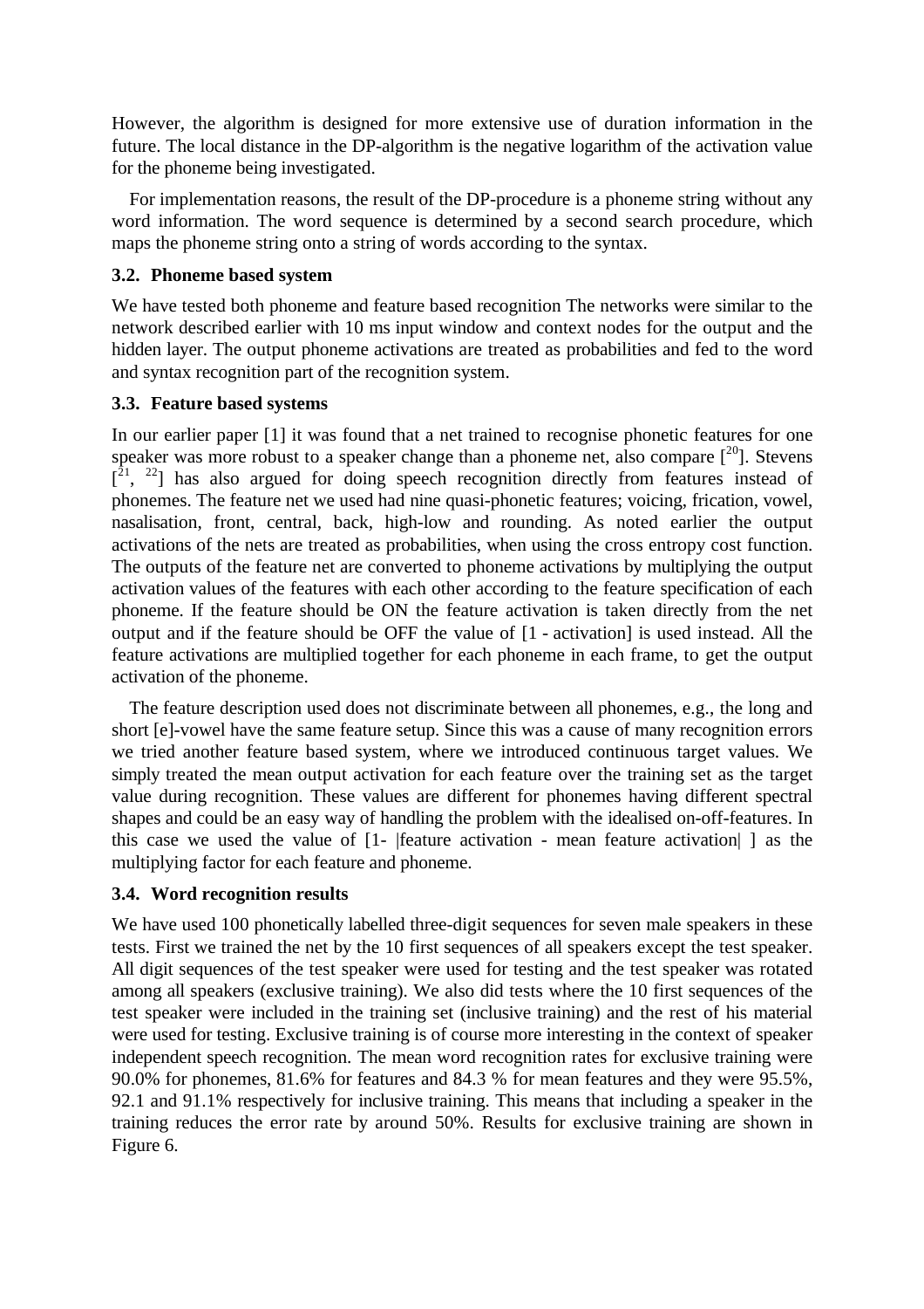However, the algorithm is designed for more extensive use of duration information in the future. The local distance in the DP-algorithm is the negative logarithm of the activation value for the phoneme being investigated.

For implementation reasons, the result of the DP-procedure is a phoneme string without any word information. The word sequence is determined by a second search procedure, which maps the phoneme string onto a string of words according to the syntax.

### 3.2. Phoneme based system

We have tested both phoneme and feature based recognition The networks were similar to the network described earlier with 10 ms input window and context nodes for the output and the hidden layer. The output phoneme activations are treated as probabilities and fed to the word and syntax recognition part of the recognition system.

### 3.3. Feature based systems

In our earlier paper [1] it was found that a net trained to recognise phonetic features for one speaker was more robust to a speaker change than a phoneme net, also compare [20]. Stevens [21, 22] has also argued for doing speech recognition directly from features instead of phonemes. The feature net we used had nine quasi-phonetic features; voicing, frication, vowel, nasalisation, front, central, back, high-low and rounding. As noted earlier the output activations of the nets are treated as probabilities, when using the cross entropy cost function. The outputs of the feature net are converted to phoneme activations by multiplying the output activation values of the features with each other according to the feature specification of each phoneme. If the feature should be ON the feature activation is taken directly from the net output and if the feature should be OFF the value of [1 - activation] is used instead. All the feature activations are multiplied together for each phoneme in each frame, to get the output activation of the phoneme.

The feature description used does not discriminate between all phonemes, e.g., the long and short [e]-vowel have the same feature setup. Since this was a cause of many recognition errors we tried another feature based system, where we introduced continuous target values. We simply treated the mean output activation for each feature over the training set as the target value during recognition. These values are different for phonemes having different spectral shapes and could be an easy way of handling the problem with the idealised on-off-features. In this case we used the value of [1- |feature activation - mean feature activation| ] as the multiplying factor for each feature and phoneme.

### 3.4. Word recognition results

We have used 100 phonetically labelled three-digit sequences for seven male speakers in these tests. First we trained the net by the 10 first sequences of all speakers except the test speaker. All digit sequences of the test speaker were used for testing and the test speaker was rotated among all speakers (exclusive training). We also did tests where the 10 first sequences of the test speaker were included in the training set (inclusive training) and the rest of his material were used for testing. Exclusive training is of course more interesting in the context of speaker independent speech recognition. The mean word recognition rates for exclusive training were 90.0% for phonemes, 81.6% for features and 84.3 % for mean features and they were 95.5%, 92.1 and 91.1% respectively for inclusive training. This means that including a speaker in the training reduces the error rate by around 50%. Results for exclusive training are shown in Figure 6.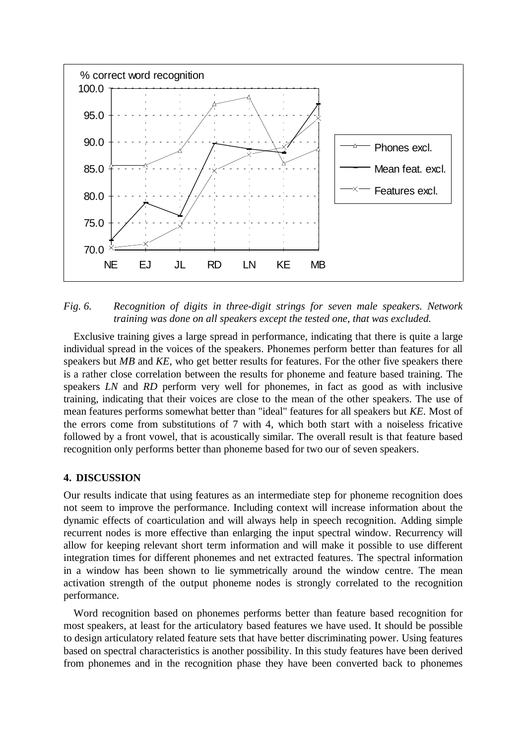*Fig. 6. Recognition of digits in three-digit strings for seven male speakers. Network training was done on all speakers except the tested one, that was excluded.*

Exclusive training gives a large spread in performance, indicating that there is quite a large individual spread in the voices of the speakers. Phonemes perform better than features for all speakers but *MB* and *KE*, who get better results for features. For the other five speakers there is a rather close correlation between the results for phoneme and feature based training. The speakers *LN* and *RD* perform very well for phonemes, in fact as good as with inclusive training, indicating that their voices are close to the mean of the other speakers. The use of mean features performs somewhat better than "ideal" features for all speakers but *KE*. Most of the errors come from substitutions of 7 with 4, which both start with a noiseless fricative followed by a front vowel, that is acoustically similar. The overall result is that feature based recognition only performs better than phoneme based for two our of seven speakers.

## 4. DISCUSSION

Our results indicate that using features as an intermediate step for phoneme recognition does not seem to improve the performance. Including context will increase information about the dynamic effects of coarticulation and will always help in speech recognition. Adding simple recurrent nodes is more effective than enlarging the input spectral window. Recurrency will allow for keeping relevant short term information and will make it possible to use different integration times for different phonemes and net extracted features. The spectral information in a window has been shown to lie symmetrically around the window centre. The mean activation strength of the output phoneme nodes is strongly correlated to the recognition performance.

Word recognition based on phonemes performs better than feature based recognition for most speakers, at least for the articulatory based features we have used. It should be possible to design articulatory related feature sets that have better discriminating power. Using features based on spectral characteristics is another possibility. In this study features have been derived from phonemes and in the recognition phase they have been converted back to phonemes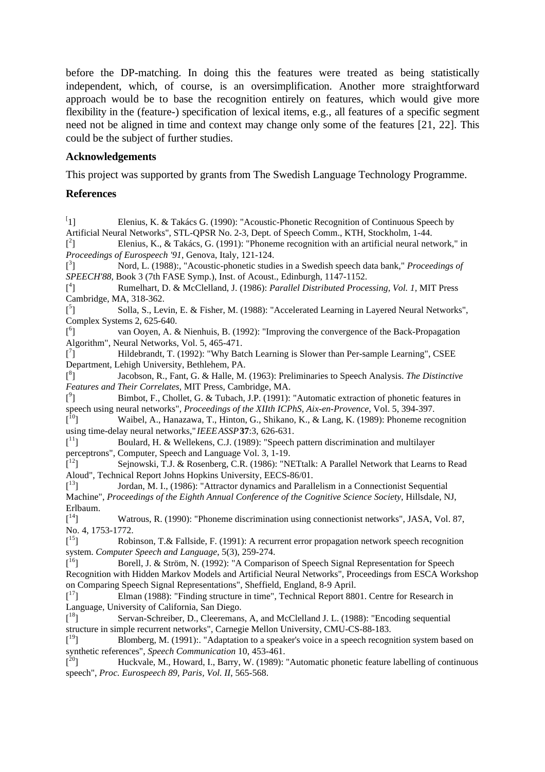before the DP-matching. In doing this the features were treated as being statistically independent, which, of course, is an oversimplification. Another more straightforward approach would be to base the recognition entirely on features, which would give more flexibility in the (feature-) specification of lexical items, e.g., all features of a specific segment need not be aligned in time and context may change only some of the features [21, 22]. This could be the subject of further studies.

**Acknowledgements**

This project was supported by grants from The Swedish Language Technology Programme.

**References**

[1] Elenius, K. & Takács G. (1990): "Acoustic-Phonetic Recognition of Continuous Speech by Artificial Neural Networks", STL-QPSR No. 2-3, Dept. of Speech Comm., KTH, Stockholm, 1-44.

[2] Elenius, K., & Takács, G. (1991): "Phoneme recognition with an artificial neural network," in *Proceedings of Eurospeech '91*, Genova, Italy, 121-124.

[3] Nord, L. (1988):, "Acoustic-phonetic studies in a Swedish speech data bank," *Proceedings of SPEECH'88*, Book 3 (7th FASE Symp.), Inst. of Acoust., Edinburgh, 1147-1152.

[4] Rumelhart, D. & McClelland, J. (1986): *Parallel Distributed Processing, Vol. 1*, MIT Press Cambridge, MA, 318-362.

[5] Solla, S., Levin, E. & Fisher, M. (1988): "Accelerated Learning in Layered Neural Networks", Complex Systems 2, 625-640.

[6] van Ooyen, A. & Nienhuis, B. (1992): "Improving the convergence of the Back-Propagation Algorithm", Neural Networks, Vol. 5, 465-471.

[7] Hildebrandt, T. (1992): "Why Batch Learning is Slower than Per-sample Learning", CSEE Department, Lehigh University, Bethlehem, PA.

[8] Jacobson, R., Fant, G. & Halle, M. (1963): Preliminaries to Speech Analysis. *The Distinctive Features and Their Correlates*, MIT Press, Cambridge, MA.

[9] Bimbot, F., Chollet, G. & Tubach, J.P. (1991): "Automatic extraction of phonetic features in speech using neural networks", *Proceedings of the XIIth ICPhS, Aix-en-Provence*, Vol. 5, 394-397.

[10] Waibel, A., Hanazawa, T., Hinton, G., Shikano, K., & Lang, K. (1989): Phoneme recognition using time-delay neural networks," *IEEE ASSP* **37**:3, 626-631.

[11] Boulard, H. & Wellekens, C.J. (1989): "Speech pattern discrimination and multilayer perceptrons", Computer, Speech and Language Vol. 3, 1-19.

[12] Sejnowski, T.J. & Rosenberg, C.R. (1986): "NETtalk: A Parallel Network that Learns to Read Aloud", Technical Report Johns Hopkins University, EECS-86/01.

[13] Jordan, M. I., (1986): "Attractor dynamics and Parallelism in a Connectionist Sequential Machine", *Proceedings of the Eighth Annual Conference of the Cognitive Science Society*, Hillsdale, NJ, Erlbaum.

[14] Watrous, R. (1990): "Phoneme discrimination using connectionist networks", JASA, Vol. 87, No. 4, 1753-1772.

[15] Robinson, T.& Fallside, F. (1991): A recurrent error propagation network speech recognition system. *Computer Speech and Language*, 5(3), 259-274.

[16] Borell, J. & Ström, N. (1992): "A Comparison of Speech Signal Representation for Speech Recognition with Hidden Markov Models and Artificial Neural Networks", Proceedings from ESCA Workshop on Comparing Speech Signal Representations", Sheffield, England, 8-9 April.

[17] Elman (1988): "Finding structure in time", Technical Report 8801. Centre for Research in Language, University of California, San Diego.

[18] Servan-Schreiber, D., Cleeremans, A, and McClelland J. L. (1988): "Encoding sequential structure in simple recurrent networks", Carnegie Mellon University, CMU-CS-88-183.

[19] Blomberg, M. (1991):. "Adaptation to a speaker's voice in a speech recognition system based on synthetic references", *Speech Communication* 10, 453-461.

[20] Huckvale, M., Howard, I., Barry, W. (1989): "Automatic phonetic feature labelling of continuous speech", *Proc. Eurospeech 89, Paris, Vol. II*, 565-568.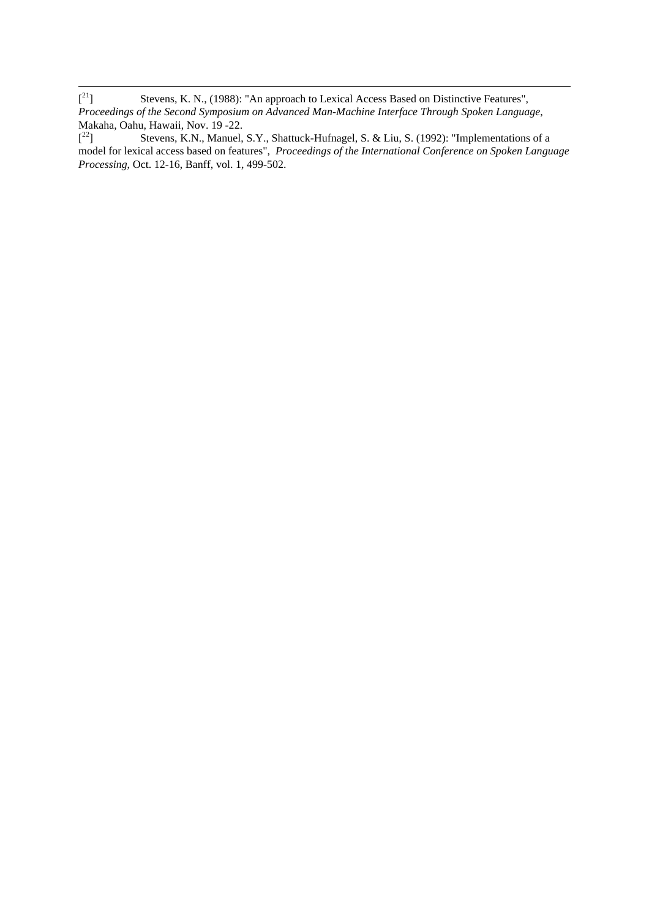[21] Stevens, K. N., (1988): "An approach to Lexical Access Based on Distinctive Features", *Proceedings of the Second Symposium on Advanced Man-Machine Interface Through Spoken Language*, Makaha, Oahu, Hawaii, Nov. 19 -22.

[22] Stevens, K.N., Manuel, S.Y., Shattuck-Hufnagel, S. & Liu, S. (1992): "Implementations of a model for lexical access based on features", *Proceedings of the International Conference on Spoken Language Processing*, Oct. 12-16, Banff, vol. 1, 499-502.